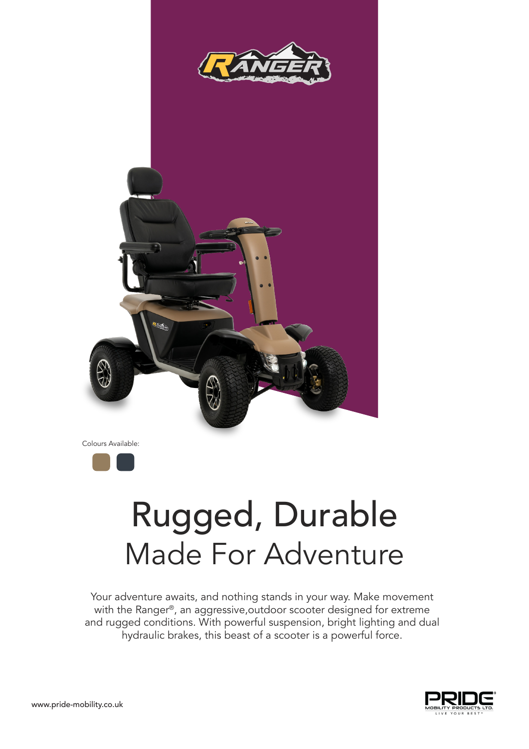RANGER

Colours Available:

# Rugged, Durable
## Made For Adventure

Your adventure awaits, and nothing stands in your way. Make movement with the Ranger®, an aggressive,outdoor scooter designed for extreme and rugged conditions. With powerful suspension, bright lighting and dual hydraulic brakes, this beast of a scooter is a powerful force.

www.pride-mobility.co.uk

PRIDE MOBILITY PRODUCTS LTD. LIVE YOUR BEST®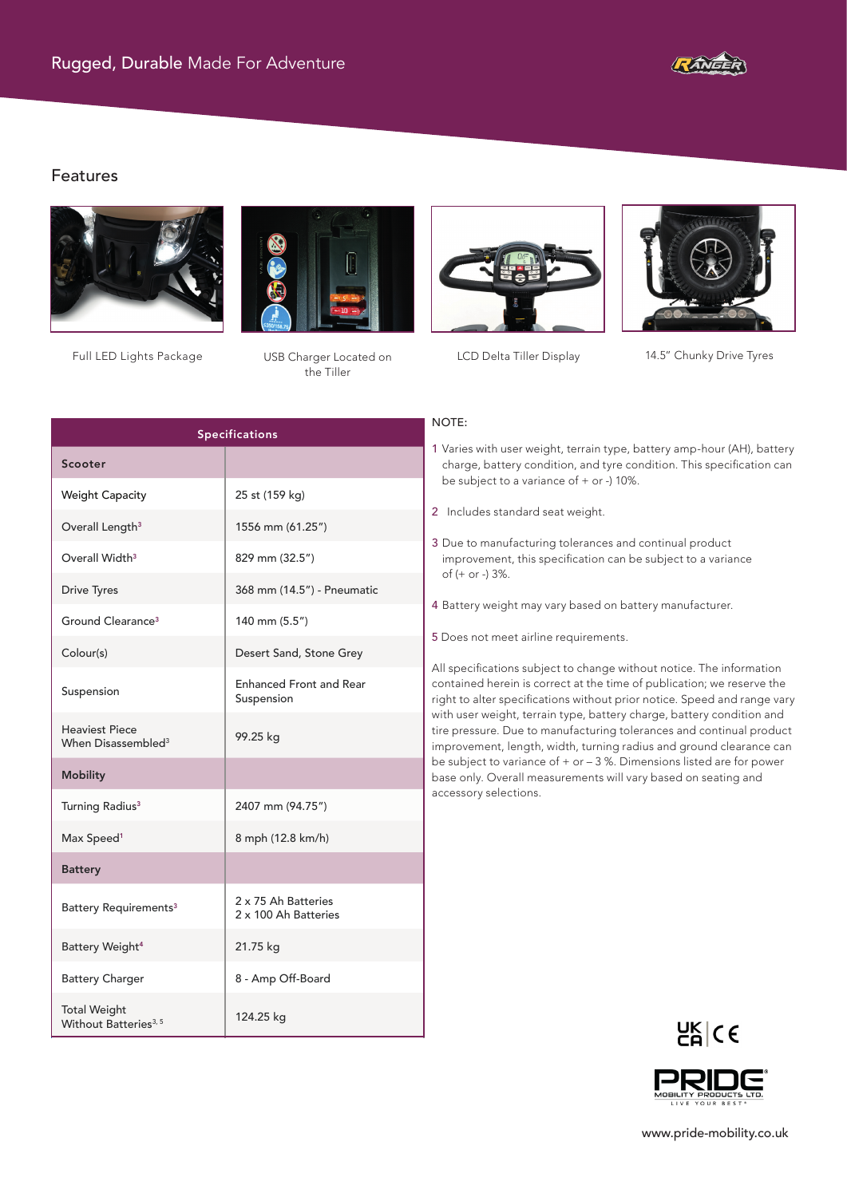# Rugged, Durable Made For Adventure

## Features

Full LED Lights Package

USB Charger Located on the Tiller

LCD Delta Tiller Display

14.5" Chunky Drive Tyres

| Specifications | |
|---|---|
| **Scooter** | |
| Weight Capacity | 25 st (159 kg) |
| Overall Length[3] | 1556 mm (61.25") |
| Overall Width[3] | 829 mm (32.5") |
| Drive Tyres | 368 mm (14.5") - Pneumatic |
| Ground Clearance[3] | 140 mm (5.5") |
| Colour(s) | Desert Sand, Stone Grey |
| Suspension | Enhanced Front and Rear Suspension |
| Heaviest Piece When Disassembled[3] | 99.25 kg |
| **Mobility** | |
| Turning Radius[3] | 2407 mm (94.75") |
| Max Speed[1] | 8 mph (12.8 km/h) |
| **Battery** | |
| Battery Requirements[3] | 2 x 75 Ah Batteries<br>2 x 100 Ah Batteries |
| Battery Weight[4] | 21.75 kg |
| Battery Charger | 8 - Amp Off-Board |
| Total Weight Without Batteries[3, 5] | 124.25 kg |

NOTE:

1 Varies with user weight, terrain type, battery amp-hour (AH), battery charge, battery condition, and tyre condition. This specification can be subject to a variance of + or -) 10%.

2 Includes standard seat weight.

3 Due to manufacturing tolerances and continual product improvement, this specification can be subject to a variance of (+ or -) 3%.

4 Battery weight may vary based on battery manufacturer.

5 Does not meet airline requirements.

All specifications subject to change without notice. The information contained herein is correct at the time of publication; we reserve the right to alter specifications without prior notice. Speed and range vary with user weight, terrain type, battery charge, battery condition and tire pressure. Due to manufacturing tolerances and continual product improvement, length, width, turning radius and ground clearance can be subject to variance of + or – 3 %. Dimensions listed are for power base only. Overall measurements will vary based on seating and accessory selections.

PRIDE MOBILITY PRODUCTS LTD.
LIVE YOUR BEST

www.pride-mobility.co.uk